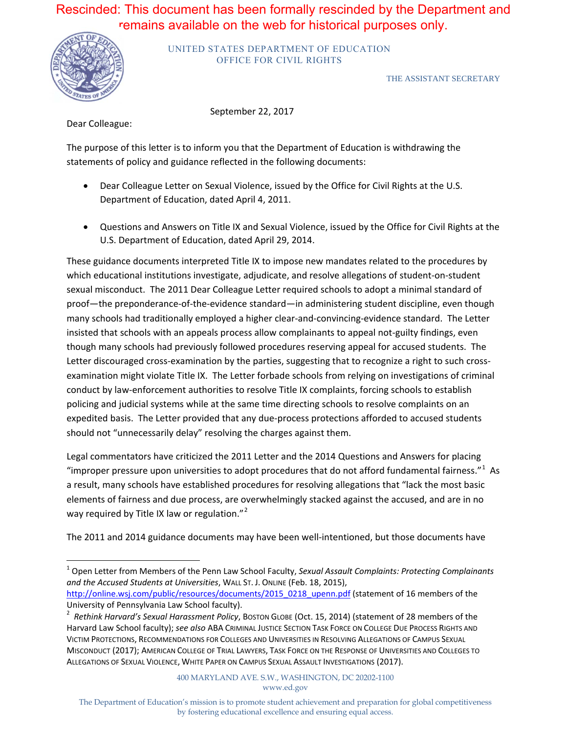Rescinded: This document has been formally rescinded by the Department and remains available on the web for historical purposes only.

UNITED STATES DEPARTMENT OF EDUCATION
OFFICE FOR CIVIL RIGHTS

THE ASSISTANT SECRETARY

September 22, 2017

Dear Colleague:

The purpose of this letter is to inform you that the Department of Education is withdrawing the statements of policy and guidance reflected in the following documents:

- Dear Colleague Letter on Sexual Violence, issued by the Office for Civil Rights at the U.S. Department of Education, dated April 4, 2011.
- Questions and Answers on Title IX and Sexual Violence, issued by the Office for Civil Rights at the U.S. Department of Education, dated April 29, 2014.

These guidance documents interpreted Title IX to impose new mandates related to the procedures by which educational institutions investigate, adjudicate, and resolve allegations of student-on-student sexual misconduct. The 2011 Dear Colleague Letter required schools to adopt a minimal standard of proof—the preponderance-of-the-evidence standard—in administering student discipline, even though many schools had traditionally employed a higher clear-and-convincing-evidence standard. The Letter insisted that schools with an appeals process allow complainants to appeal not-guilty findings, even though many schools had previously followed procedures reserving appeal for accused students. The Letter discouraged cross-examination by the parties, suggesting that to recognize a right to such cross-examination might violate Title IX. The Letter forbade schools from relying on investigations of criminal conduct by law-enforcement authorities to resolve Title IX complaints, forcing schools to establish policing and judicial systems while at the same time directing schools to resolve complaints on an expedited basis. The Letter provided that any due-process protections afforded to accused students should not "unnecessarily delay" resolving the charges against them.

Legal commentators have criticized the 2011 Letter and the 2014 Questions and Answers for placing "improper pressure upon universities to adopt procedures that do not afford fundamental fairness."[1] As a result, many schools have established procedures for resolving allegations that "lack the most basic elements of fairness and due process, are overwhelmingly stacked against the accused, and are in no way required by Title IX law or regulation."[2]

The 2011 and 2014 guidance documents may have been well-intentioned, but those documents have

---

[1] Open Letter from Members of the Penn Law School Faculty, *Sexual Assault Complaints: Protecting Complainants and the Accused Students at Universities*, WALL ST. J. ONLINE (Feb. 18, 2015), http://online.wsj.com/public/resources/documents/2015_0218_upenn.pdf (statement of 16 members of the University of Pennsylvania Law School faculty).

[2] *Rethink Harvard's Sexual Harassment Policy*, BOSTON GLOBE (Oct. 15, 2014) (statement of 28 members of the Harvard Law School faculty); *see also* ABA CRIMINAL JUSTICE SECTION TASK FORCE ON COLLEGE DUE PROCESS RIGHTS AND VICTIM PROTECTIONS, RECOMMENDATIONS FOR COLLEGES AND UNIVERSITIES IN RESOLVING ALLEGATIONS OF CAMPUS SEXUAL MISCONDUCT (2017); AMERICAN COLLEGE OF TRIAL LAWYERS, TASK FORCE ON THE RESPONSE OF UNIVERSITIES AND COLLEGES TO ALLEGATIONS OF SEXUAL VIOLENCE, WHITE PAPER ON CAMPUS SEXUAL ASSAULT INVESTIGATIONS (2017).

400 MARYLAND AVE. S.W., WASHINGTON, DC 20202-1100
www.ed.gov

The Department of Education's mission is to promote student achievement and preparation for global competitiveness by fostering educational excellence and ensuring equal access.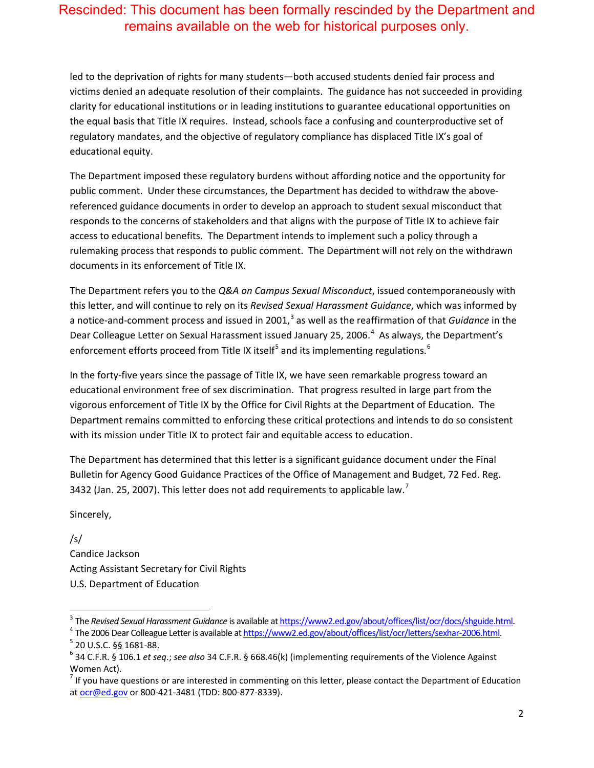Rescinded: This document has been formally rescinded by the Department and remains available on the web for historical purposes only.

led to the deprivation of rights for many students—both accused students denied fair process and victims denied an adequate resolution of their complaints. The guidance has not succeeded in providing clarity for educational institutions or in leading institutions to guarantee educational opportunities on the equal basis that Title IX requires. Instead, schools face a confusing and counterproductive set of regulatory mandates, and the objective of regulatory compliance has displaced Title IX's goal of educational equity.

The Department imposed these regulatory burdens without affording notice and the opportunity for public comment. Under these circumstances, the Department has decided to withdraw the above-referenced guidance documents in order to develop an approach to student sexual misconduct that responds to the concerns of stakeholders and that aligns with the purpose of Title IX to achieve fair access to educational benefits. The Department intends to implement such a policy through a rulemaking process that responds to public comment. The Department will not rely on the withdrawn documents in its enforcement of Title IX.

The Department refers you to the *Q&A on Campus Sexual Misconduct*, issued contemporaneously with this letter, and will continue to rely on its *Revised Sexual Harassment Guidance*, which was informed by a notice-and-comment process and issued in 2001,[3] as well as the reaffirmation of that *Guidance* in the Dear Colleague Letter on Sexual Harassment issued January 25, 2006.[4] As always, the Department's enforcement efforts proceed from Title IX itself[5] and its implementing regulations.[6]

In the forty-five years since the passage of Title IX, we have seen remarkable progress toward an educational environment free of sex discrimination. That progress resulted in large part from the vigorous enforcement of Title IX by the Office for Civil Rights at the Department of Education. The Department remains committed to enforcing these critical protections and intends to do so consistent with its mission under Title IX to protect fair and equitable access to education.

The Department has determined that this letter is a significant guidance document under the Final Bulletin for Agency Good Guidance Practices of the Office of Management and Budget, 72 Fed. Reg. 3432 (Jan. 25, 2007). This letter does not add requirements to applicable law.[7]

Sincerely,

/s/  
Candice Jackson  
Acting Assistant Secretary for Civil Rights  
U.S. Department of Education

---

[3] The *Revised Sexual Harassment Guidance* is available at https://www2.ed.gov/about/offices/list/ocr/docs/shguide.html.

[4] The 2006 Dear Colleague Letter is available at https://www2.ed.gov/about/offices/list/ocr/letters/sexhar-2006.html.

[5] 20 U.S.C. §§ 1681-88.

[6] 34 C.F.R. § 106.1 *et seq.*; *see also* 34 C.F.R. § 668.46(k) (implementing requirements of the Violence Against Women Act).

[7] If you have questions or are interested in commenting on this letter, please contact the Department of Education at ocr@ed.gov or 800-421-3481 (TDD: 800-877-8339).